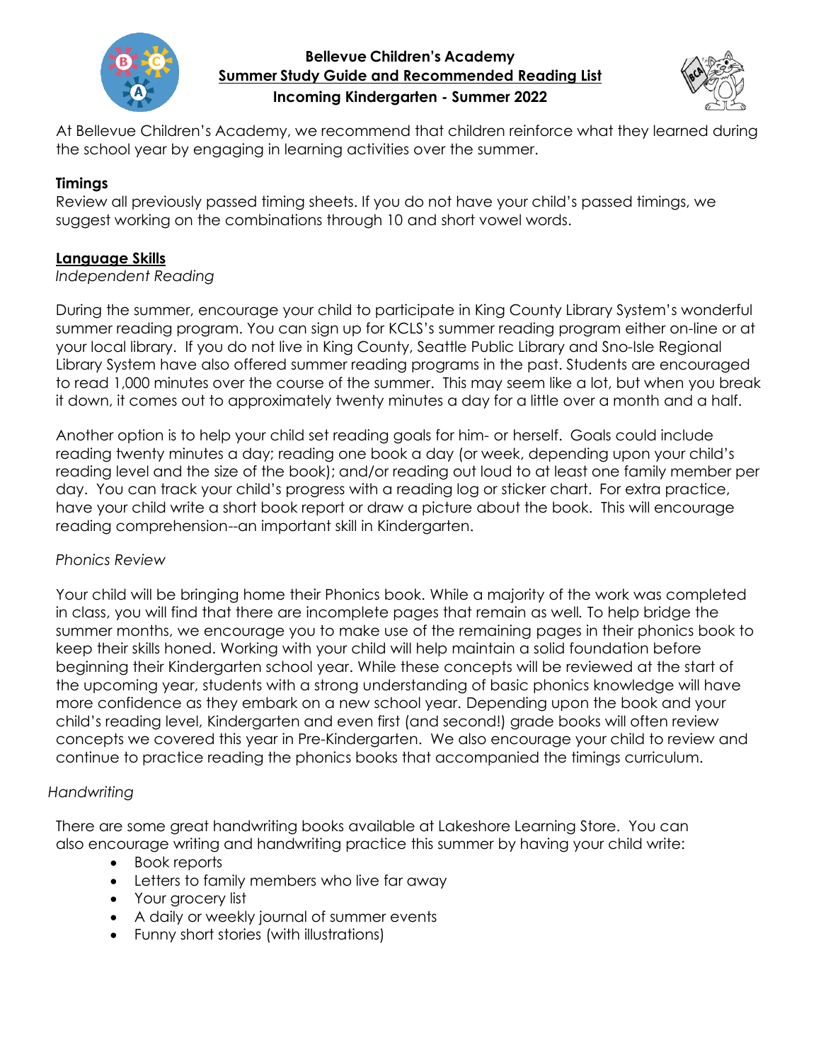# Bellevue Children's Academy

## Summer Study Guide and Recommended Reading List

### Incoming Kindergarten - Summer 2022

At Bellevue Children's Academy, we recommend that children reinforce what they learned during the school year by engaging in learning activities over the summer.

**Timings**

Review all previously passed timing sheets. If you do not have your child's passed timings, we suggest working on the combinations through 10 and short vowel words.

## Language Skills

*Independent Reading*

During the summer, encourage your child to participate in King County Library System's wonderful summer reading program. You can sign up for KCLS's summer reading program either on-line or at your local library. If you do not live in King County, Seattle Public Library and Sno-Isle Regional Library System have also offered summer reading programs in the past. Students are encouraged to read 1,000 minutes over the course of the summer. This may seem like a lot, but when you break it down, it comes out to approximately twenty minutes a day for a little over a month and a half.

Another option is to help your child set reading goals for him- or herself. Goals could include reading twenty minutes a day; reading one book a day (or week, depending upon your child's reading level and the size of the book); and/or reading out loud to at least one family member per day. You can track your child's progress with a reading log or sticker chart. For extra practice, have your child write a short book report or draw a picture about the book. This will encourage reading comprehension--an important skill in Kindergarten.

*Phonics Review*

Your child will be bringing home their Phonics book. While a majority of the work was completed in class, you will find that there are incomplete pages that remain as well. To help bridge the summer months, we encourage you to make use of the remaining pages in their phonics book to keep their skills honed. Working with your child will help maintain a solid foundation before beginning their Kindergarten school year. While these concepts will be reviewed at the start of the upcoming year, students with a strong understanding of basic phonics knowledge will have more confidence as they embark on a new school year. Depending upon the book and your child's reading level, Kindergarten and even first (and second!) grade books will often review concepts we covered this year in Pre-Kindergarten. We also encourage your child to review and continue to practice reading the phonics books that accompanied the timings curriculum.

*Handwriting*

There are some great handwriting books available at Lakeshore Learning Store. You can also encourage writing and handwriting practice this summer by having your child write:

- Book reports
- Letters to family members who live far away
- Your grocery list
- A daily or weekly journal of summer events
- Funny short stories (with illustrations)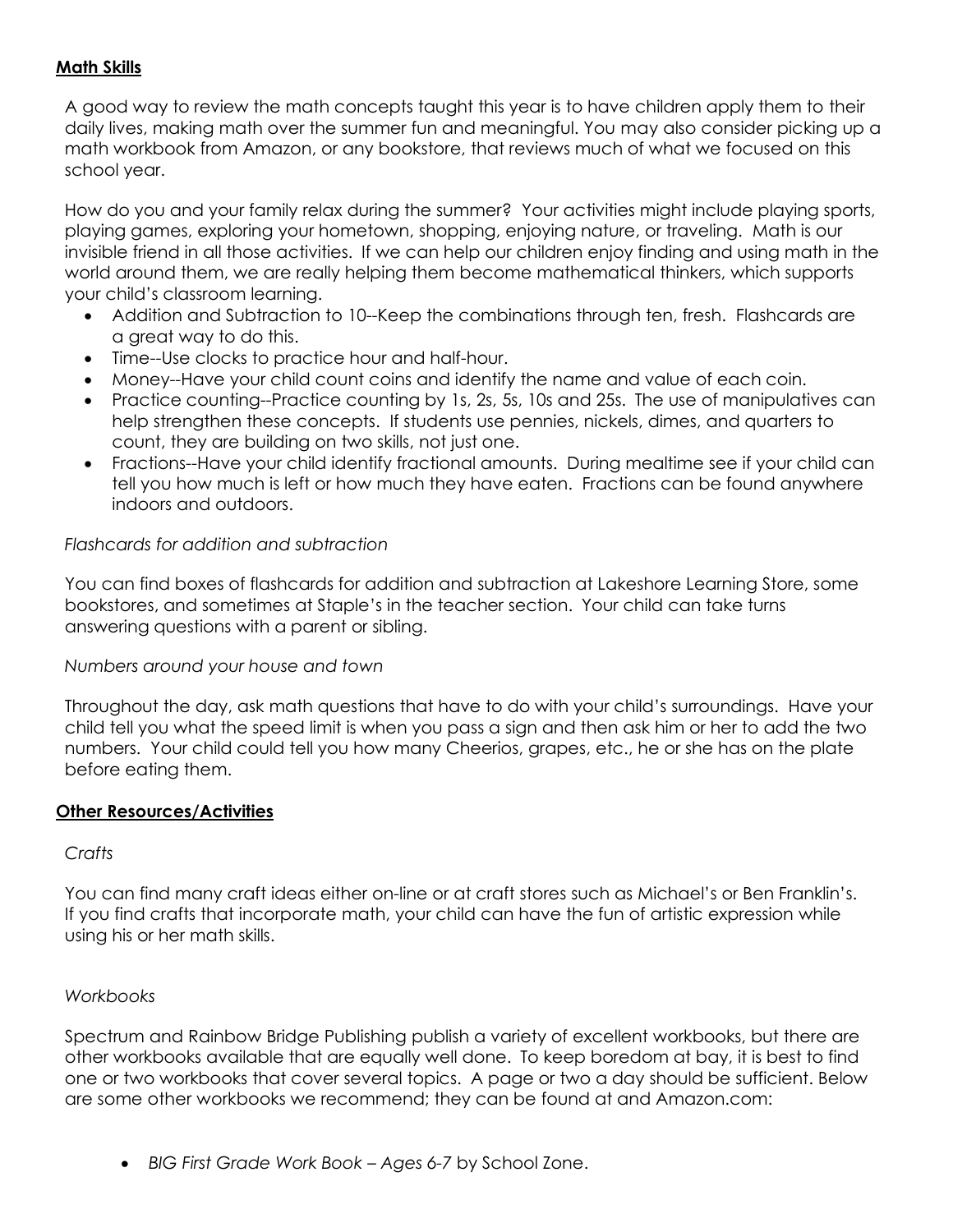## Math Skills

A good way to review the math concepts taught this year is to have children apply them to their daily lives, making math over the summer fun and meaningful. You may also consider picking up a math workbook from Amazon, or any bookstore, that reviews much of what we focused on this school year.

How do you and your family relax during the summer? Your activities might include playing sports, playing games, exploring your hometown, shopping, enjoying nature, or traveling. Math is our invisible friend in all those activities. If we can help our children enjoy finding and using math in the world around them, we are really helping them become mathematical thinkers, which supports your child's classroom learning.

- Addition and Subtraction to 10--Keep the combinations through ten, fresh. Flashcards are a great way to do this.
- Time--Use clocks to practice hour and half-hour.
- Money--Have your child count coins and identify the name and value of each coin.
- Practice counting--Practice counting by 1s, 2s, 5s, 10s and 25s. The use of manipulatives can help strengthen these concepts. If students use pennies, nickels, dimes, and quarters to count, they are building on two skills, not just one.
- Fractions--Have your child identify fractional amounts. During mealtime see if your child can tell you how much is left or how much they have eaten. Fractions can be found anywhere indoors and outdoors.

*Flashcards for addition and subtraction*

You can find boxes of flashcards for addition and subtraction at Lakeshore Learning Store, some bookstores, and sometimes at Staple's in the teacher section. Your child can take turns answering questions with a parent or sibling.

*Numbers around your house and town*

Throughout the day, ask math questions that have to do with your child's surroundings. Have your child tell you what the speed limit is when you pass a sign and then ask him or her to add the two numbers. Your child could tell you how many Cheerios, grapes, etc., he or she has on the plate before eating them.

## Other Resources/Activities

*Crafts*

You can find many craft ideas either on-line or at craft stores such as Michael's or Ben Franklin's. If you find crafts that incorporate math, your child can have the fun of artistic expression while using his or her math skills.

*Workbooks*

Spectrum and Rainbow Bridge Publishing publish a variety of excellent workbooks, but there are other workbooks available that are equally well done. To keep boredom at bay, it is best to find one or two workbooks that cover several topics. A page or two a day should be sufficient. Below are some other workbooks we recommend; they can be found at and Amazon.com:

- *BIG First Grade Work Book – Ages 6-7* by School Zone.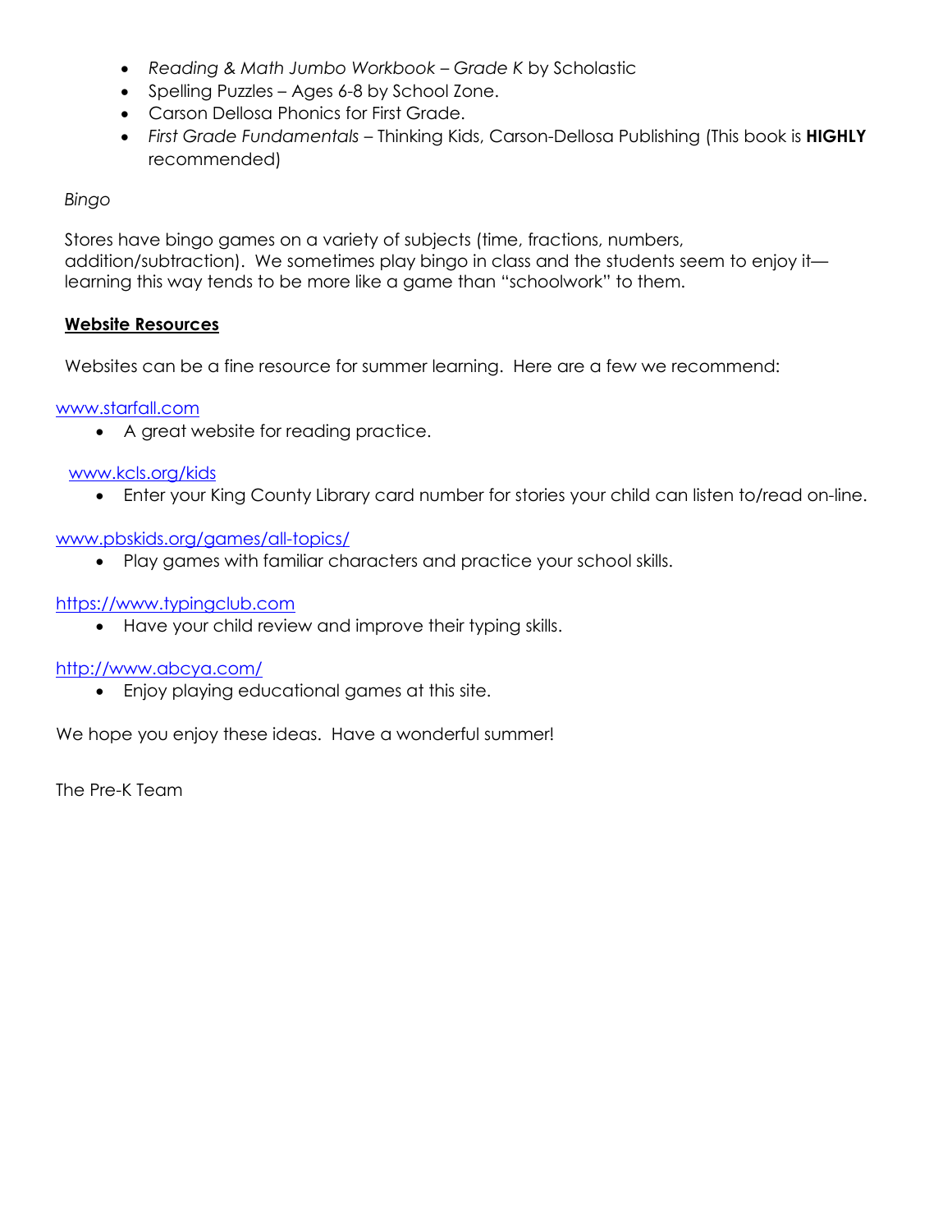- *Reading & Math Jumbo Workbook – Grade K* by Scholastic
- Spelling Puzzles – Ages 6-8 by School Zone.
- Carson Dellosa Phonics for First Grade.
- *First Grade Fundamentals* – Thinking Kids, Carson-Dellosa Publishing (This book is **HIGHLY** recommended)

*Bingo*

Stores have bingo games on a variety of subjects (time, fractions, numbers, addition/subtraction). We sometimes play bingo in class and the students seem to enjoy it—learning this way tends to be more like a game than "schoolwork" to them.

**Website Resources**

Websites can be a fine resource for summer learning. Here are a few we recommend:

www.starfall.com

- A great website for reading practice.

www.kcls.org/kids

- Enter your King County Library card number for stories your child can listen to/read on-line.

www.pbskids.org/games/all-topics/

- Play games with familiar characters and practice your school skills.

https://www.typingclub.com

- Have your child review and improve their typing skills.

http://www.abcya.com/

- Enjoy playing educational games at this site.

We hope you enjoy these ideas. Have a wonderful summer!

The Pre-K Team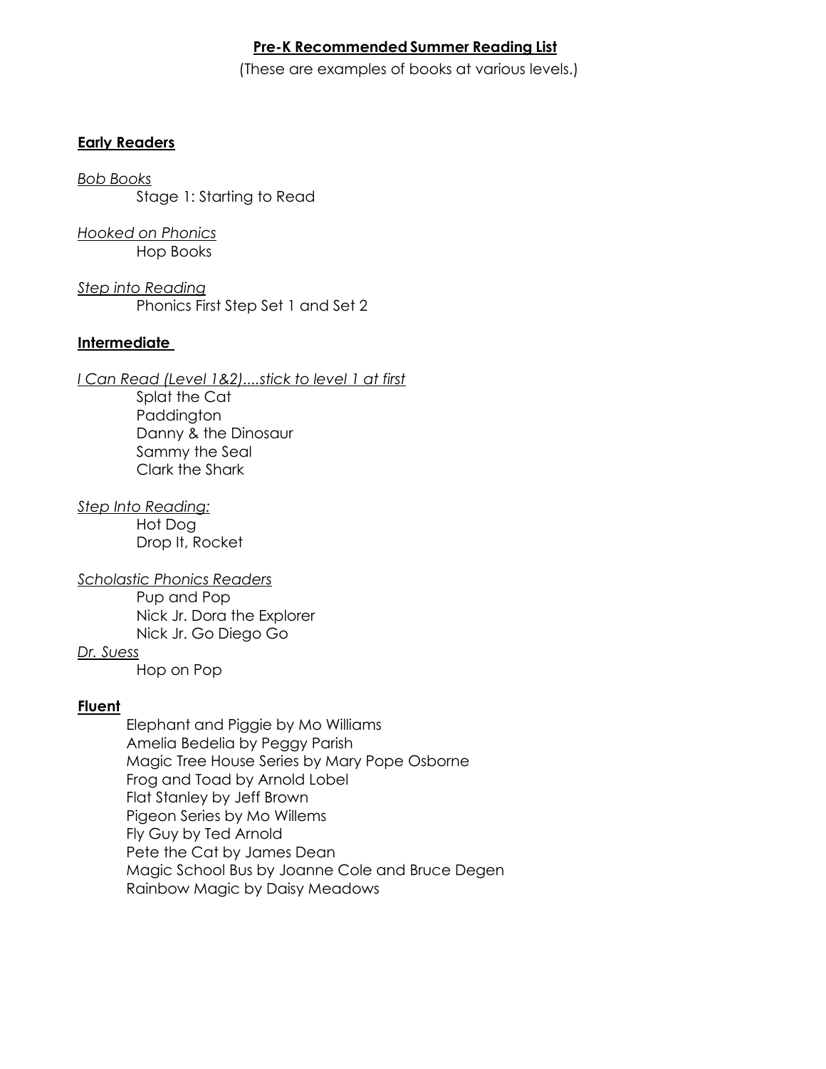**Pre-K Recommended Summer Reading List**

(These are examples of books at various levels.)

**Early Readers**

*Bob Books*
Stage 1: Starting to Read

*Hooked on Phonics*
Hop Books

*Step into Reading*
Phonics First Step Set 1 and Set 2

**Intermediate**

*I Can Read (Level 1&2)....stick to level 1 at first*
Splat the Cat
Paddington
Danny & the Dinosaur
Sammy the Seal
Clark the Shark

*Step Into Reading:*
Hot Dog
Drop It, Rocket

*Scholastic Phonics Readers*
Pup and Pop
Nick Jr. Dora the Explorer
Nick Jr. Go Diego Go

*Dr. Suess*
Hop on Pop

**Fluent**

Elephant and Piggie by Mo Williams
Amelia Bedelia by Peggy Parish
Magic Tree House Series by Mary Pope Osborne
Frog and Toad by Arnold Lobel
Flat Stanley by Jeff Brown
Pigeon Series by Mo Willems
Fly Guy by Ted Arnold
Pete the Cat by James Dean
Magic School Bus by Joanne Cole and Bruce Degen
Rainbow Magic by Daisy Meadows